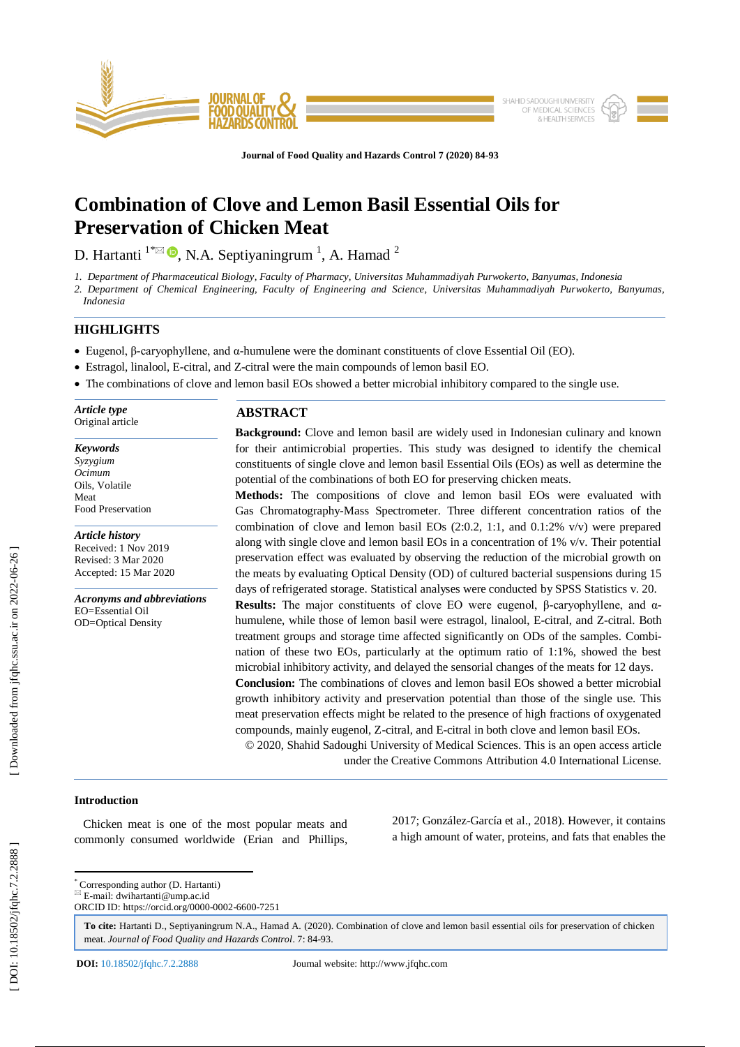# Combination of Clove and Lemon Basil Essential Oils for Preservation of Chicken Meat

D. Hartanti [1*], N.A. Septiyaningrum [1], A. Hamad [2]

1. *Department of Pharmaceutical Biology, Faculty of Pharmacy, Universitas Muhammadiyah Purwokerto, Banyumas, Indonesia*
2. *Department of Chemical Engineering, Faculty of Engineering and Science, Universitas Muhammadiyah Purwokerto, Banyumas, Indonesia*

## HIGHLIGHTS

- Eugenol, β-caryophyllene, and α-humulene were the dominant constituents of clove Essential Oil (EO).
- Estragol, linalool, E-citral, and Z-citral were the main compounds of lemon basil EO.
- The combinations of clove and lemon basil EOs showed a better microbial inhibitory compared to the single use.

***Article type***
Original article

***Keywords***
*Syzygium*
*Ocimum*
Oils, Volatile
Meat
Food Preservation

***Article history***
Received: 1 Nov 2019
Revised: 3 Mar 2020
Accepted: 15 Mar 2020

***Acronyms and abbreviations***
EO=Essential Oil
OD=Optical Density

## ABSTRACT

**Background:** Clove and lemon basil are widely used in Indonesian culinary and known for their antimicrobial properties. This study was designed to identify the chemical constituents of single clove and lemon basil Essential Oils (EOs) as well as determine the potential of the combinations of both EO for preserving chicken meats.

**Methods:** The compositions of clove and lemon basil EOs were evaluated with Gas Chromatography-Mass Spectrometer. Three different concentration ratios of the combination of clove and lemon basil EOs (2:0.2, 1:1, and 0.1:2% v/v) were prepared along with single clove and lemon basil EOs in a concentration of 1% v/v. Their potential preservation effect was evaluated by observing the reduction of the microbial growth on the meats by evaluating Optical Density (OD) of cultured bacterial suspensions during 15 days of refrigerated storage. Statistical analyses were conducted by SPSS Statistics v. 20.

**Results:** The major constituents of clove EO were eugenol, β-caryophyllene, and α-humulene, while those of lemon basil were estragol, linalool, E-citral, and Z-citral. Both treatment groups and storage time affected significantly on ODs of the samples. Combination of these two EOs, particularly at the optimum ratio of 1:1%, showed the best microbial inhibitory activity, and delayed the sensorial changes of the meats for 12 days.

**Conclusion:** The combinations of cloves and lemon basil EOs showed a better microbial growth inhibitory activity and preservation potential than those of the single use. This meat preservation effects might be related to the presence of high fractions of oxygenated compounds, mainly eugenol, Z-citral, and E-citral in both clove and lemon basil EOs.

© 2020, Shahid Sadoughi University of Medical Sciences. This is an open access article under the Creative Commons Attribution 4.0 International License.

## Introduction

Chicken meat is one of the most popular meats and commonly consumed worldwide (Erian and Phillips, 2017; González-García et al., 2018). However, it contains a high amount of water, proteins, and fats that enables the

---

\* Corresponding author (D. Hartanti)
E-mail: dwihartanti@ump.ac.id
ORCID ID: https://orcid.org/0000-0002-6600-7251

**To cite:** Hartanti D., Septiyaningrum N.A., Hamad A. (2020). Combination of clove and lemon basil essential oils for preservation of chicken meat. *Journal of Food Quality and Hazards Control*. 7: 84-93.

**DOI:** 10.18502/jfqhc.7.2.2888 Journal website: http://www.jfqhc.com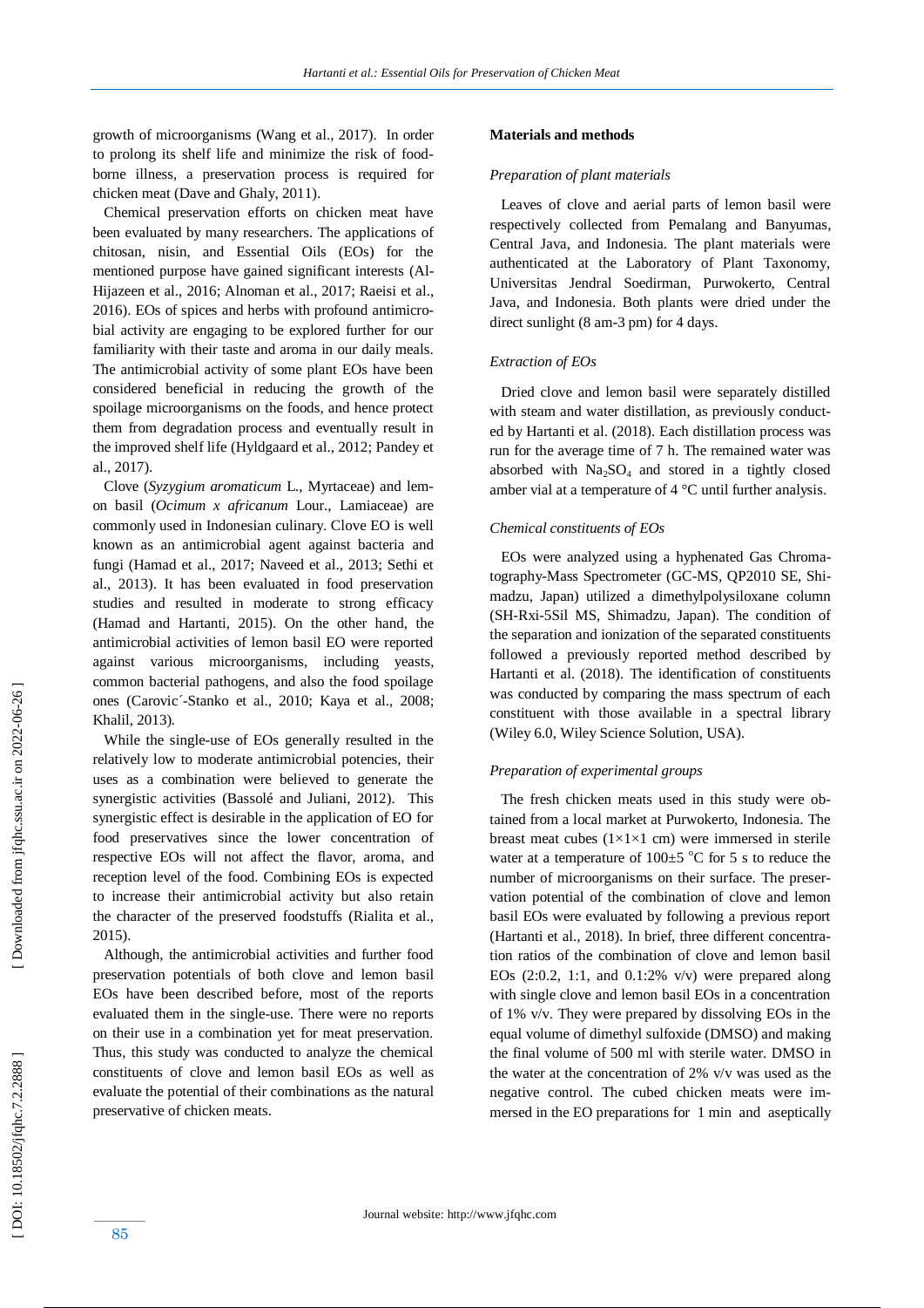growth of microorganisms (Wang et al., 2017). In order to prolong its shelf life and minimize the risk of food-borne illness, a preservation process is required for chicken meat (Dave and Ghaly, 2011).

Chemical preservation efforts on chicken meat have been evaluated by many researchers. The applications of chitosan, nisin, and Essential Oils (EOs) for the mentioned purpose have gained significant interests (Al-Hijazeen et al., 2016; Alnoman et al., 2017; Raeisi et al., 2016). EOs of spices and herbs with profound antimicrobial activity are engaging to be explored further for our familiarity with their taste and aroma in our daily meals. The antimicrobial activity of some plant EOs have been considered beneficial in reducing the growth of the spoilage microorganisms on the foods, and hence protect them from degradation process and eventually result in the improved shelf life (Hyldgaard et al., 2012; Pandey et al., 2017).

Clove (*Syzygium aromaticum* L., Myrtaceae) and lemon basil (*Ocimum x africanum* Lour., Lamiaceae) are commonly used in Indonesian culinary. Clove EO is well known as an antimicrobial agent against bacteria and fungi (Hamad et al., 2017; Naveed et al., 2013; Sethi et al., 2013). It has been evaluated in food preservation studies and resulted in moderate to strong efficacy (Hamad and Hartanti, 2015). On the other hand, the antimicrobial activities of lemon basil EO were reported against various microorganisms, including yeasts, common bacterial pathogens, and also the food spoilage ones (Carovic´-Stanko et al., 2010; Kaya et al., 2008; Khalil, 2013).

While the single-use of EOs generally resulted in the relatively low to moderate antimicrobial potencies, their uses as a combination were believed to generate the synergistic activities (Bassolé and Juliani, 2012). This synergistic effect is desirable in the application of EO for food preservatives since the lower concentration of respective EOs will not affect the flavor, aroma, and reception level of the food. Combining EOs is expected to increase their antimicrobial activity but also retain the character of the preserved foodstuffs (Rialita et al., 2015).

Although, the antimicrobial activities and further food preservation potentials of both clove and lemon basil EOs have been described before, most of the reports evaluated them in the single-use. There were no reports on their use in a combination yet for meat preservation. Thus, this study was conducted to analyze the chemical constituents of clove and lemon basil EOs as well as evaluate the potential of their combinations as the natural preservative of chicken meats.

## Materials and methods

### *Preparation of plant materials*

Leaves of clove and aerial parts of lemon basil were respectively collected from Pemalang and Banyumas, Central Java, and Indonesia. The plant materials were authenticated at the Laboratory of Plant Taxonomy, Universitas Jendral Soedirman, Purwokerto, Central Java, and Indonesia. Both plants were dried under the direct sunlight (8 am-3 pm) for 4 days.

### *Extraction of EOs*

Dried clove and lemon basil were separately distilled with steam and water distillation, as previously conducted by Hartanti et al. (2018). Each distillation process was run for the average time of 7 h. The remained water was absorbed with $Na_2SO_4$ and stored in a tightly closed amber vial at a temperature of 4 °C until further analysis.

### *Chemical constituents of EOs*

EOs were analyzed using a hyphenated Gas Chromatography-Mass Spectrometer (GC-MS, QP2010 SE, Shimadzu, Japan) utilized a dimethylpolysiloxane column (SH-Rxi-5Sil MS, Shimadzu, Japan). The condition of the separation and ionization of the separated constituents followed a previously reported method described by Hartanti et al. (2018). The identification of constituents was conducted by comparing the mass spectrum of each constituent with those available in a spectral library (Wiley 6.0, Wiley Science Solution, USA).

### *Preparation of experimental groups*

The fresh chicken meats used in this study were obtained from a local market at Purwokerto, Indonesia. The breast meat cubes (1×1×1 cm) were immersed in sterile water at a temperature of 100±5 °C for 5 s to reduce the number of microorganisms on their surface. The preservation potential of the combination of clove and lemon basil EOs were evaluated by following a previous report (Hartanti et al., 2018). In brief, three different concentration ratios of the combination of clove and lemon basil EOs (2:0.2, 1:1, and 0.1:2% v/v) were prepared along with single clove and lemon basil EOs in a concentration of 1% v/v. They were prepared by dissolving EOs in the equal volume of dimethyl sulfoxide (DMSO) and making the final volume of 500 ml with sterile water. DMSO in the water at the concentration of 2% v/v was used as the negative control. The cubed chicken meats were immersed in the EO preparations for 1 min and aseptically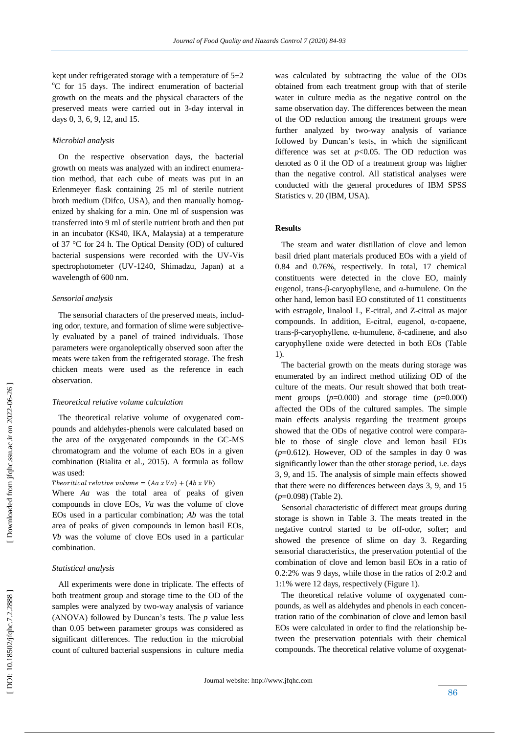kept under refrigerated storage with a temperature of 5±2 °C for 15 days. The indirect enumeration of bacterial growth on the meats and the physical characters of the preserved meats were carried out in 3-day interval in days 0, 3, 6, 9, 12, and 15.

### *Microbial analysis*

On the respective observation days, the bacterial growth on meats was analyzed with an indirect enumeration method, that each cube of meats was put in an Erlenmeyer flask containing 25 ml of sterile nutrient broth medium (Difco, USA), and then manually homogenized by shaking for a min. One ml of suspension was transferred into 9 ml of sterile nutrient broth and then put in an incubator (KS40, IKA, Malaysia) at a temperature of 37 °C for 24 h. The Optical Density (OD) of cultured bacterial suspensions were recorded with the UV-Vis spectrophotometer (UV-1240, Shimadzu, Japan) at a wavelength of 600 nm.

### *Sensorial analysis*

The sensorial characters of the preserved meats, including odor, texture, and formation of slime were subjectively evaluated by a panel of trained individuals. Those parameters were organoleptically observed soon after the meats were taken from the refrigerated storage. The fresh chicken meats were used as the reference in each observation.

### *Theoretical relative volume calculation*

The theoretical relative volume of oxygenated compounds and aldehydes-phenols were calculated based on the area of the oxygenated compounds in the GC-MS chromatogram and the volume of each EOs in a given combination (Rialita et al., 2015). A formula as follow was used:

$$Theoritical\ relative\ volume = (Aa\ x\ Va) + (Ab\ x\ Vb)$$

Where *Aa* was the total area of peaks of given compounds in clove EOs, *Va* was the volume of clove EOs used in a particular combination; *Ab* was the total area of peaks of given compounds in lemon basil EOs, *Vb* was the volume of clove EOs used in a particular combination.

### *Statistical analysis*

All experiments were done in triplicate. The effects of both treatment group and storage time to the OD of the samples were analyzed by two-way analysis of variance (ANOVA) followed by Duncan's tests. The *p* value less than 0.05 between parameter groups was considered as significant differences. The reduction in the microbial count of cultured bacterial suspensions in culture media was calculated by subtracting the value of the ODs obtained from each treatment group with that of sterile water in culture media as the negative control on the same observation day. The differences between the mean of the OD reduction among the treatment groups were further analyzed by two-way analysis of variance followed by Duncan's tests, in which the significant difference was set at $p<0.05$. The OD reduction was denoted as 0 if the OD of a treatment group was higher than the negative control. All statistical analyses were conducted with the general procedures of IBM SPSS Statistics v. 20 (IBM, USA).

## Results

The steam and water distillation of clove and lemon basil dried plant materials produced EOs with a yield of 0.84 and 0.76%, respectively. In total, 17 chemical constituents were detected in the clove EO, mainly eugenol, trans-β-caryophyllene, and α-humulene. On the other hand, lemon basil EO constituted of 11 constituents with estragole, linalool L, E-citral, and Z-citral as major compounds. In addition, E-citral, eugenol, α-copaene, trans-β-caryophyllene, α-humulene, δ-cadinene, and also caryophyllene oxide were detected in both EOs (Table 1).

The bacterial growth on the meats during storage was enumerated by an indirect method utilizing OD of the culture of the meats. Our result showed that both treatment groups ($p=0.000$) and storage time ($p=0.000$) affected the ODs of the cultured samples. The simple main effects analysis regarding the treatment groups showed that the ODs of negative control were comparable to those of single clove and lemon basil EOs ($p=0.612$). However, OD of the samples in day 0 was significantly lower than the other storage period, i.e. days 3, 9, and 15. The analysis of simple main effects showed that there were no differences between days 3, 9, and 15 ($p=0.098$) (Table 2).

Sensorial characteristic of differect meat groups during storage is shown in Table 3. The meats treated in the negative control started to be off-odor, softer; and showed the presence of slime on day 3. Regarding sensorial characteristics, the preservation potential of the combination of clove and lemon basil EOs in a ratio of 0.2:2% was 9 days, while those in the ratios of 2:0.2 and 1:1% were 12 days, respectively (Figure 1).

The theoretical relative volume of oxygenated compounds, as well as aldehydes and phenols in each concentration ratio of the combination of clove and lemon basil EOs were calculated in order to find the relationship between the preservation potentials with their chemical compounds. The theoretical relative volume of oxygenat-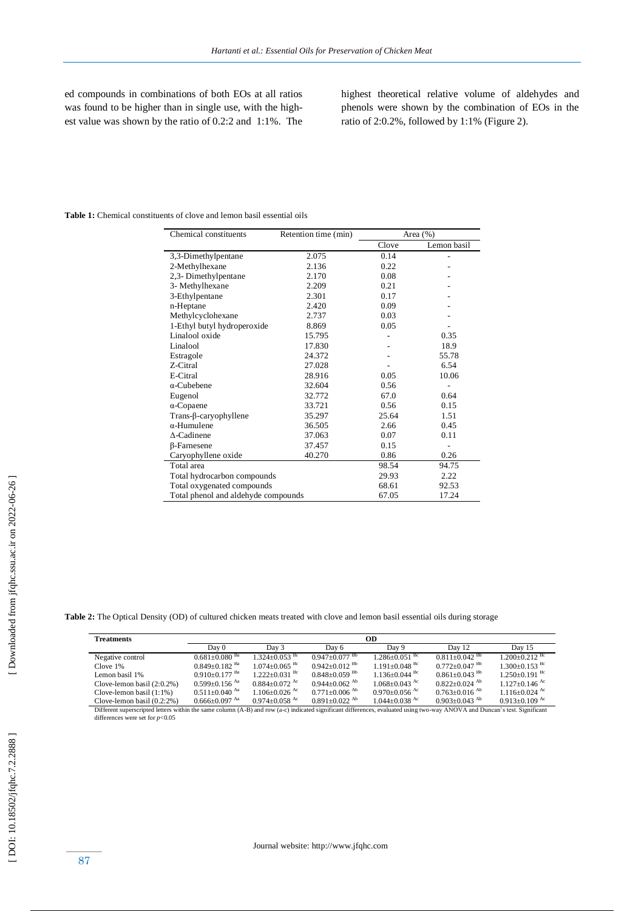ed compounds in combinations of both EOs at all ratios was found to be higher than in single use, with the highest value was shown by the ratio of 0.2:2 and 1:1%. The highest theoretical relative volume of aldehydes and phenols were shown by the combination of EOs in the ratio of 2:0.2%, followed by 1:1% (Figure 2).

**Table 1:** Chemical constituents of clove and lemon basil essential oils

| Chemical constituents | Retention time (min) | Area (%) | |
|---|---|---|---|
| | | Clove | Lemon basil |
| 3,3-Dimethylpentane | 2.075 | 0.14 | - |
| 2-Methylhexane | 2.136 | 0.22 | - |
| 2,3- Dimethylpentane | 2.170 | 0.08 | - |
| 3- Methylhexane | 2.209 | 0.21 | - |
| 3-Ethylpentane | 2.301 | 0.17 | - |
| n-Heptane | 2.420 | 0.09 | - |
| Methylcyclohexane | 2.737 | 0.03 | - |
| 1-Ethyl butyl hydroperoxide | 8.869 | 0.05 | - |
| Linalool oxide | 15.795 | - | 0.35 |
| Linalool | 17.830 | - | 18.9 |
| Estragole | 24.372 | - | 55.78 |
| Z-Citral | 27.028 | - | 6.54 |
| E-Citral | 28.916 | 0.05 | 10.06 |
| α-Cubebene | 32.604 | 0.56 | - |
| Eugenol | 32.772 | 67.0 | 0.64 |
| α-Copaene | 33.721 | 0.56 | 0.15 |
| Trans-β-caryophyllene | 35.297 | 25.64 | 1.51 |
| α-Humulene | 36.505 | 2.66 | 0.45 |
| Δ-Cadinene | 37.063 | 0.07 | 0.11 |
| β-Farnesene | 37.457 | 0.15 | - |
| Caryophyllene oxide | 40.270 | 0.86 | 0.26 |
| Total area | | 98.54 | 94.75 |
| Total hydrocarbon compounds | | 29.93 | 2.22 |
| Total oxygenated compounds | | 68.61 | 92.53 |
| Total phenol and aldehyde compounds | | 67.05 | 17.24 |

**Table 2:** The Optical Density (OD) of cultured chicken meats treated with clove and lemon basil essential oils during storage

| Treatments | OD | | | | | |
|---|---|---|---|---|---|---|
| | Day 0 | Day 3 | Day 6 | Day 9 | Day 12 | Day 15 |
| Negative control | 0.681±0.080 [Ba] | 1.324±0.053 [Bc] | 0.947±0.077 [Bb] | 1.286±0.051 [Bc] | 0.811±0.042 [Bb] | 1.200±0.212 [Bc] |
| Clove 1% | 0.849±0.182 [Ba] | 1.074±0.065 [Bc] | 0.942±0.012 [Bb] | 1.191±0.048 [Bc] | 0.772±0.047 [Bb] | 1.300±0.153 [Bc] |
| Lemon basil 1% | 0.910±0.177 [Ba] | 1.222±0.031 [Bc] | 0.848±0.059 [Bb] | 1.136±0.044 [Bc] | 0.861±0.043 [Bb] | 1.250±0.191 [Bc] |
| Clove-lemon basil (2:0.2%) | 0.599±0.156 [Aa] | 0.884±0.072 [Ac] | 0.944±0.062 [Ab] | 1.068±0.043 [Ac] | 0.822±0.024 [Ab] | 1.127±0.146 [Ac] |
| Clove-lemon basil (1:1%) | 0.511±0.040 [Aa] | 1.106±0.026 [Ac] | 0.771±0.006 [Ab] | 0.970±0.056 [Ac] | 0.763±0.016 [Ab] | 1.116±0.024 [Ac] |
| Clove-lemon basil (0.2:2%) | 0.666±0.097 [Aa] | 0.974±0.058 [Ac] | 0.891±0.022 [Ab] | 1.044±0.038 [Ac] | 0.903±0.043 [Ab] | 0.913±0.109 [Ac] |

Different superscripted letters within the same column (A-B) and row (a-c) indicated significant differences, evaluated using two-way ANOVA and Duncan's test. Significant differences were set for $p<0.05$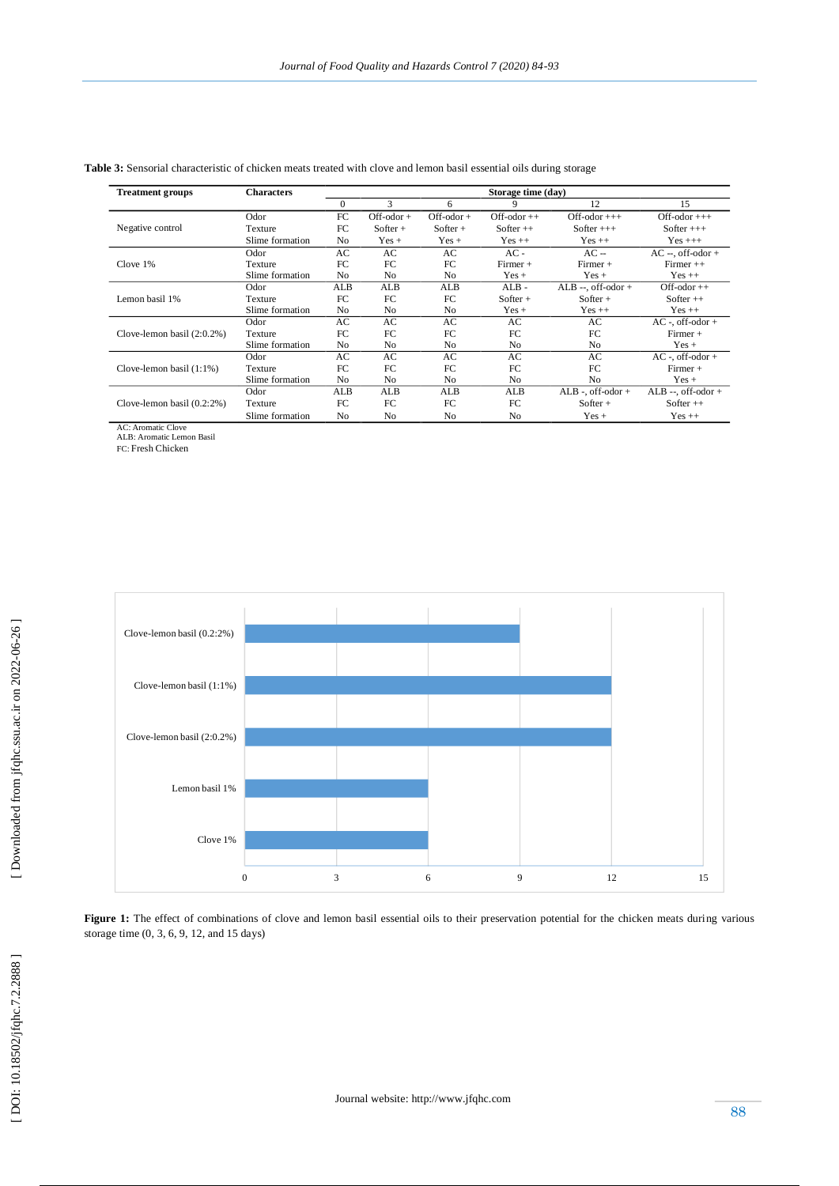**Table 3:** Sensorial characteristic of chicken meats treated with clove and lemon basil essential oils during storage

| Treatment groups | Characters | Storage time (day) | | | | | |
|---|---|---|---|---|---|---|---|
| | | 0 | 3 | 6 | 9 | 12 | 15 |
| Negative control | Odor | FC | Off-odor + | Off-odor + | Off-odor ++ | Off-odor +++ | Off-odor +++ |
| | Texture | FC | Softer + | Softer + | Softer ++ | Softer +++ | Softer +++ |
| | Slime formation | No | Yes + | Yes + | Yes ++ | Yes ++ | Yes +++ |
| Clove 1% | Odor | AC | AC | AC | AC - | AC -- | AC --, off-odor + |
| | Texture | FC | FC | FC | Firmer + | Firmer + | Firmer ++ |
| | Slime formation | No | No | No | Yes + | Yes + | Yes ++ |
| Lemon basil 1% | Odor | ALB | ALB | ALB | ALB - | ALB --, off-odor + | Off-odor ++ |
| | Texture | FC | FC | FC | Softer + | Softer + | Softer ++ |
| | Slime formation | No | No | No | Yes + | Yes ++ | Yes ++ |
| Clove-lemon basil (2:0.2%) | Odor | AC | AC | AC | AC | AC | AC -, off-odor + |
| | Texture | FC | FC | FC | FC | FC | Firmer + |
| | Slime formation | No | No | No | No | No | Yes + |
| Clove-lemon basil (1:1%) | Odor | AC | AC | AC | AC | AC | AC -, off-odor + |
| | Texture | FC | FC | FC | FC | FC | Firmer + |
| | Slime formation | No | No | No | No | No | Yes + |
| Clove-lemon basil (0.2:2%) | Odor | ALB | ALB | ALB | ALB | ALB -, off-odor + | ALB --, off-odor + |
| | Texture | FC | FC | FC | FC | Softer + | Softer ++ |
| | Slime formation | No | No | No | No | Yes + | Yes ++ |

AC: Aromatic Clove
ALB: Aromatic Lemon Basil
FC: Fresh Chicken

**Figure 1:** The effect of combinations of clove and lemon basil essential oils to their preservation potential for the chicken meats during various storage time (0, 3, 6, 9, 12, and 15 days)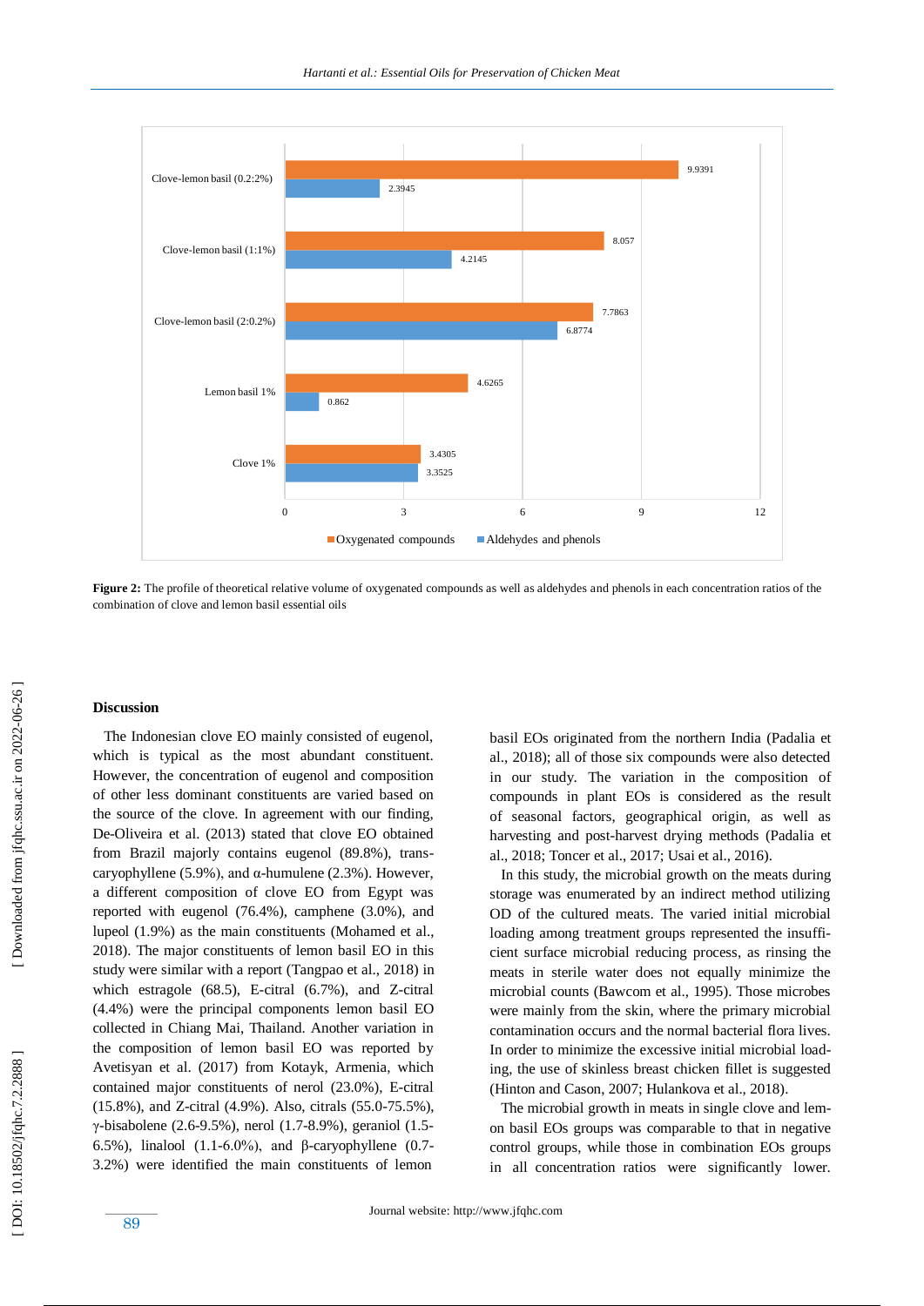| | Oxygenated compounds | Aldehydes and phenols |
|---|---|---|
| Clove-lemon basil (0.2:2%) | 9.9391 | 2.3945 |
| Clove-lemon basil (1:1%) | 8.057 | 4.2145 |
| Clove-lemon basil (2:0.2%) | 7.7863 | 6.8774 |
| Lemon basil 1% | 4.6265 | 0.862 |
| Clove 1% | 3.4305 | 3.3525 |

**Figure 2:** The profile of theoretical relative volume of oxygenated compounds as well as aldehydes and phenols in each concentration ratios of the combination of clove and lemon basil essential oils

## Discussion

The Indonesian clove EO mainly consisted of eugenol, which is typical as the most abundant constituent. However, the concentration of eugenol and composition of other less dominant constituents are varied based on the source of the clove. In agreement with our finding, De-Oliveira et al. (2013) stated that clove EO obtained from Brazil majorly contains eugenol (89.8%), trans-caryophyllene (5.9%), and α-humulene (2.3%). However, a different composition of clove EO from Egypt was reported with eugenol (76.4%), camphene (3.0%), and lupeol (1.9%) as the main constituents (Mohamed et al., 2018). The major constituents of lemon basil EO in this study were similar with a report (Tangpao et al., 2018) in which estragole (68.5), E-citral (6.7%), and Z-citral (4.4%) were the principal components lemon basil EO collected in Chiang Mai, Thailand. Another variation in the composition of lemon basil EO was reported by Avetisyan et al. (2017) from Kotayk, Armenia, which contained major constituents of nerol (23.0%), E-citral (15.8%), and Z-citral (4.9%). Also, citrals (55.0-75.5%), γ-bisabolene (2.6-9.5%), nerol (1.7-8.9%), geraniol (1.5-6.5%), linalool (1.1-6.0%), and β-caryophyllene (0.7-3.2%) were identified the main constituents of lemon basil EOs originated from the northern India (Padalia et al., 2018); all of those six compounds were also detected in our study. The variation in the composition of compounds in plant EOs is considered as the result of seasonal factors, geographical origin, as well as harvesting and post-harvest drying methods (Padalia et al., 2018; Toncer et al., 2017; Usai et al., 2016).

In this study, the microbial growth on the meats during storage was enumerated by an indirect method utilizing OD of the cultured meats. The varied initial microbial loading among treatment groups represented the insufficient surface microbial reducing process, as rinsing the meats in sterile water does not equally minimize the microbial counts (Bawcom et al., 1995). Those microbes were mainly from the skin, where the primary microbial contamination occurs and the normal bacterial flora lives. In order to minimize the excessive initial microbial loading, the use of skinless breast chicken fillet is suggested (Hinton and Cason, 2007; Hulankova et al., 2018).

The microbial growth in meats in single clove and lemon basil EOs groups was comparable to that in negative control groups, while those in combination EOs groups in all concentration ratios were significantly lower.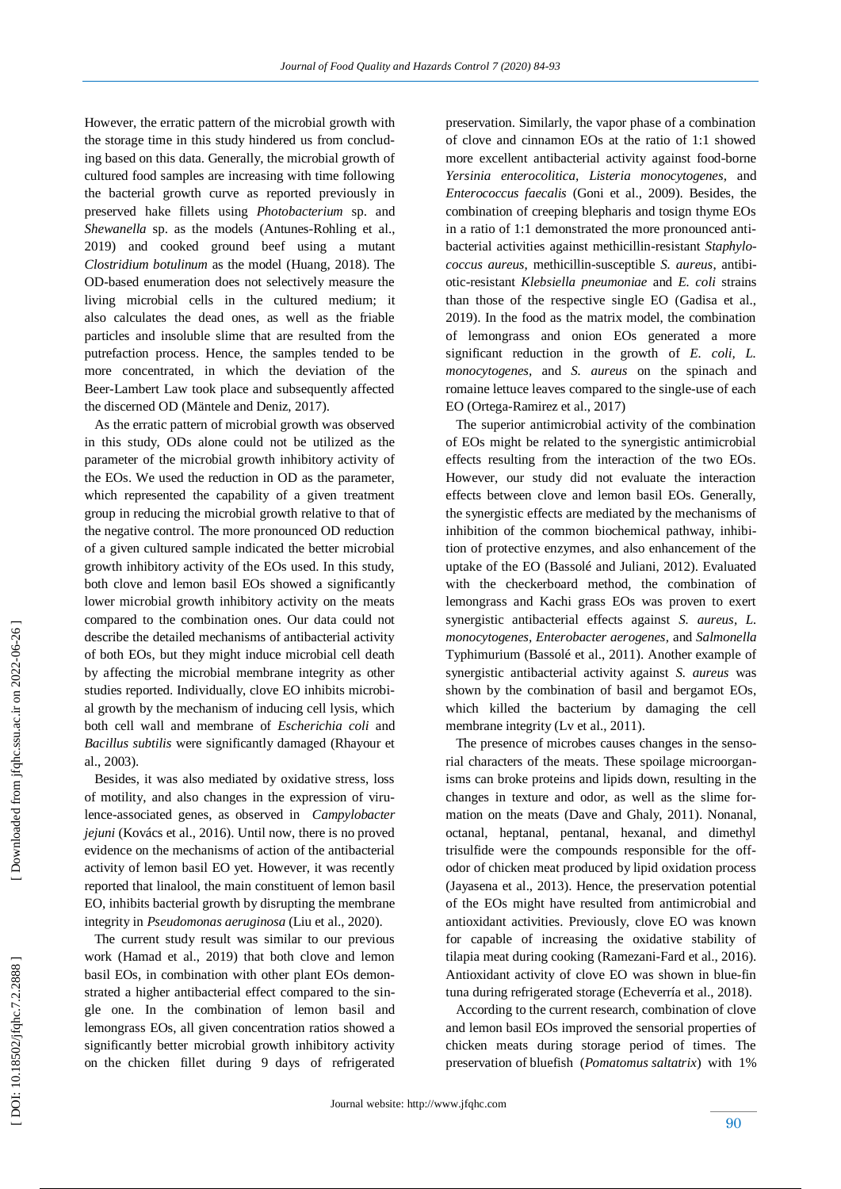However, the erratic pattern of the microbial growth with the storage time in this study hindered us from concluding based on this data. Generally, the microbial growth of cultured food samples are increasing with time following the bacterial growth curve as reported previously in preserved hake fillets using *Photobacterium* sp. and *Shewanella* sp. as the models (Antunes-Rohling et al., 2019) and cooked ground beef using a mutant *Clostridium botulinum* as the model (Huang, 2018). The OD-based enumeration does not selectively measure the living microbial cells in the cultured medium; it also calculates the dead ones, as well as the friable particles and insoluble slime that are resulted from the putrefaction process. Hence, the samples tended to be more concentrated, in which the deviation of the Beer-Lambert Law took place and subsequently affected the discerned OD (Mäntele and Deniz, 2017).

As the erratic pattern of microbial growth was observed in this study, ODs alone could not be utilized as the parameter of the microbial growth inhibitory activity of the EOs. We used the reduction in OD as the parameter, which represented the capability of a given treatment group in reducing the microbial growth relative to that of the negative control. The more pronounced OD reduction of a given cultured sample indicated the better microbial growth inhibitory activity of the EOs used. In this study, both clove and lemon basil EOs showed a significantly lower microbial growth inhibitory activity on the meats compared to the combination ones. Our data could not describe the detailed mechanisms of antibacterial activity of both EOs, but they might induce microbial cell death by affecting the microbial membrane integrity as other studies reported. Individually, clove EO inhibits microbial growth by the mechanism of inducing cell lysis, which both cell wall and membrane of *Escherichia coli* and *Bacillus subtilis* were significantly damaged (Rhayour et al., 2003).

Besides, it was also mediated by oxidative stress, loss of motility, and also changes in the expression of virulence-associated genes, as observed in *Campylobacter jejuni* (Kovács et al., 2016). Until now, there is no proved evidence on the mechanisms of action of the antibacterial activity of lemon basil EO yet. However, it was recently reported that linalool, the main constituent of lemon basil EO, inhibits bacterial growth by disrupting the membrane integrity in *Pseudomonas aeruginosa* (Liu et al., 2020).

The current study result was similar to our previous work (Hamad et al., 2019) that both clove and lemon basil EOs, in combination with other plant EOs demonstrated a higher antibacterial effect compared to the single one. In the combination of lemon basil and lemongrass EOs, all given concentration ratios showed a significantly better microbial growth inhibitory activity on the chicken fillet during 9 days of refrigerated preservation. Similarly, the vapor phase of a combination of clove and cinnamon EOs at the ratio of 1:1 showed more excellent antibacterial activity against food-borne *Yersinia enterocolitica*, *Listeria monocytogenes*, and *Enterococcus faecalis* (Goni et al., 2009). Besides, the combination of creeping blepharis and tosign thyme EOs in a ratio of 1:1 demonstrated the more pronounced antibacterial activities against methicillin-resistant *Staphylococcus aureus*, methicillin-susceptible *S. aureus*, antibiotic-resistant *Klebsiella pneumoniae* and *E. coli* strains than those of the respective single EO (Gadisa et al., 2019). In the food as the matrix model, the combination of lemongrass and onion EOs generated a more significant reduction in the growth of *E. coli*, *L. monocytogenes*, and *S. aureus* on the spinach and romaine lettuce leaves compared to the single-use of each EO (Ortega-Ramirez et al., 2017)

The superior antimicrobial activity of the combination of EOs might be related to the synergistic antimicrobial effects resulting from the interaction of the two EOs. However, our study did not evaluate the interaction effects between clove and lemon basil EOs. Generally, the synergistic effects are mediated by the mechanisms of inhibition of the common biochemical pathway, inhibition of protective enzymes, and also enhancement of the uptake of the EO (Bassolé and Juliani, 2012). Evaluated with the checkerboard method, the combination of lemongrass and Kachi grass EOs was proven to exert synergistic antibacterial effects against *S. aureus*, *L. monocytogenes*, *Enterobacter aerogenes*, and *Salmonella* Typhimurium (Bassolé et al., 2011). Another example of synergistic antibacterial activity against *S. aureus* was shown by the combination of basil and bergamot EOs, which killed the bacterium by damaging the cell membrane integrity (Lv et al., 2011).

The presence of microbes causes changes in the sensorial characters of the meats. These spoilage microorganisms can broke proteins and lipids down, resulting in the changes in texture and odor, as well as the slime formation on the meats (Dave and Ghaly, 2011). Nonanal, octanal, heptanal, pentanal, hexanal, and dimethyl trisulfide were the compounds responsible for the off-odor of chicken meat produced by lipid oxidation process (Jayasena et al., 2013). Hence, the preservation potential of the EOs might have resulted from antimicrobial and antioxidant activities. Previously, clove EO was known for capable of increasing the oxidative stability of tilapia meat during cooking (Ramezani-Fard et al., 2016). Antioxidant activity of clove EO was shown in blue-fin tuna during refrigerated storage (Echeverría et al., 2018).

According to the current research, combination of clove and lemon basil EOs improved the sensorial properties of chicken meats during storage period of times. The preservation of bluefish (*Pomatomus saltatrix*) with 1%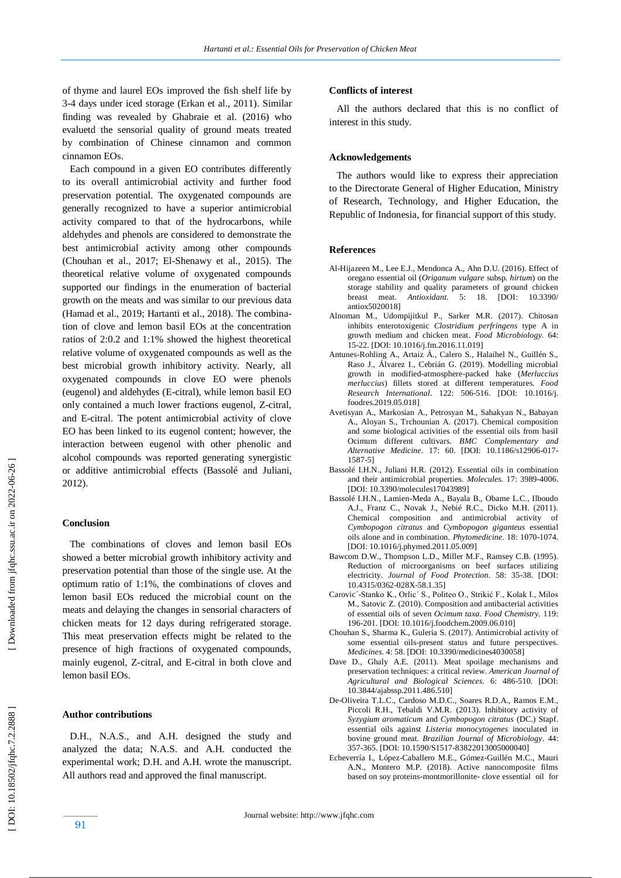of thyme and laurel EOs improved the fish shelf life by 3-4 days under iced storage (Erkan et al., 2011). Similar finding was revealed by Ghabraie et al. (2016) who evaluetd the sensorial quality of ground meats treated by combination of Chinese cinnamon and common cinnamon EOs.

Each compound in a given EO contributes differently to its overall antimicrobial activity and further food preservation potential. The oxygenated compounds are generally recognized to have a superior antimicrobial activity compared to that of the hydrocarbons, while aldehydes and phenols are considered to demonstrate the best antimicrobial activity among other compounds (Chouhan et al., 2017; El-Shenawy et al., 2015). The theoretical relative volume of oxygenated compounds supported our findings in the enumeration of bacterial growth on the meats and was similar to our previous data (Hamad et al., 2019; Hartanti et al., 2018). The combination of clove and lemon basil EOs at the concentration ratios of 2:0.2 and 1:1% showed the highest theoretical relative volume of oxygenated compounds as well as the best microbial growth inhibitory activity. Nearly, all oxygenated compounds in clove EO were phenols (eugenol) and aldehydes (E-citral), while lemon basil EO only contained a much lower fractions eugenol, Z-citral, and E-citral. The potent antimicrobial activity of clove EO has been linked to its eugenol content; however, the interaction between eugenol with other phenolic and alcohol compounds was reported generating synergistic or additive antimicrobial effects (Bassolé and Juliani, 2012).

## Conclusion

The combinations of cloves and lemon basil EOs showed a better microbial growth inhibitory activity and preservation potential than those of the single use. At the optimum ratio of 1:1%, the combinations of cloves and lemon basil EOs reduced the microbial count on the meats and delaying the changes in sensorial characters of chicken meats for 12 days during refrigerated storage. This meat preservation effects might be related to the presence of high fractions of oxygenated compounds, mainly eugenol, Z-citral, and E-citral in both clove and lemon basil EOs.

## Author contributions

D.H., N.A.S., and A.H. designed the study and analyzed the data; N.A.S. and A.H. conducted the experimental work; D.H. and A.H. wrote the manuscript. All authors read and approved the final manuscript.

## Conflicts of interest

All the authors declared that this is no conflict of interest in this study.

## Acknowledgements

The authors would like to express their appreciation to the Directorate General of Higher Education, Ministry of Research, Technology, and Higher Education, the Republic of Indonesia, for financial support of this study.

## References

Al-Hijazeen M., Lee E.J., Mendonca A., Ahn D.U. (2016). Effect of oregano essential oil (*Origanum vulgare* subsp. *hirtum*) on the storage stability and quality parameters of ground chicken breast meat. *Antioxidant*. 5: 18. [DOI: 10.3390/antiox5020018]

Alnoman M., Udompijitkul P., Sarker M.R. (2017). Chitosan inhibits enterotoxigenic *Clostridium perfringens* type A in growth medium and chicken meat. *Food Microbiology*. 64: 15-22. [DOI: 10.1016/j.fm.2016.11.019]

Antunes-Rohling A., Artaiz Á., Calero S., Halaihel N., Guillén S., Raso J., Álvarez I., Cebrián G. (2019). Modelling microbial growth in modified-atmosphere-packed hake (*Merluccius merluccius*) fillets stored at different temperatures. *Food Research International*. 122: 506-516. [DOI: 10.1016/j.foodres.2019.05.018]

Avetisyan A., Markosian A., Petrosyan M., Sahakyan N., Babayan A., Aloyan S., Trchounian A. (2017). Chemical composition and some biological activities of the essential oils from basil Ocimum different cultivars. *BMC Complementary and Alternative Medicine*. 17: 60. [DOI: 10.1186/s12906-017-1587-5]

Bassolé I.H.N., Juliani H.R. (2012). Essential oils in combination and their antimicrobial properties. *Molecules*. 17: 3989-4006. [DOI: 10.3390/molecules17043989]

Bassolé I.H.N., Lamien-Meda A., Bayala B., Obame L.C., Ilboudo A.J., Franz C., Novak J., Nebié R.C., Dicko M.H. (2011). Chemical composition and antimicrobial activity of *Cymbopogon citratus* and *Cymbopogon giganteus* essential oils alone and in combination. *Phytomedicine*. 18: 1070-1074. [DOI: 10.1016/j.phymed.2011.05.009]

Bawcom D.W., Thompson L.D., Miller M.F., Ramsey C.B. (1995). Reduction of microorganisms on beef surfaces utilizing electricity. *Journal of Food Protection*. 58: 35-38. [DOI: 10.4315/0362-028X-58.1.35]

Carovic´-Stanko K., Orlic´ S., Politeo O., Strikić F., Kolak I., Milos M., Satovic Z. (2010). Composition and antibacterial activities of essential oils of seven *Ocimum taxa*. *Food Chemistry*. 119: 196-201. [DOI: 10.1016/j.foodchem.2009.06.010]

Chouhan S., Sharma K., Guleria S. (2017). Antimicrobial activity of some essential oils-present status and future perspectives. *Medicines*. 4: 58. [DOI: 10.3390/medicines4030058]

Dave D., Ghaly A.E. (2011). Meat spoilage mechanisms and preservation techniques: a critical review. *American Journal of Agricultural and Biological Sciences*. 6: 486-510. [DOI: 10.3844/ajabssp.2011.486.510]

De-Oliveira T.L.C., Cardoso M.D.C., Soares R.D.A., Ramos E.M., Piccoli R.H., Tebaldi V.M.R. (2013). Inhibitory activity of *Syzygium aromaticum* and *Cymbopogon citratus* (DC.) Stapf. essential oils against *Listeria monocytogenes* inoculated in bovine ground meat. *Brazilian Journal of Microbiology*. 44: 357-365. [DOI: 10.1590/S1517-83822013005000040]

Echeverría I., López-Caballero M.E., Gómez-Guillén M.C., Mauri A.N., Montero M.P. (2018). Active nanocomposite films based on soy proteins-montmorillonite- clove essential oil for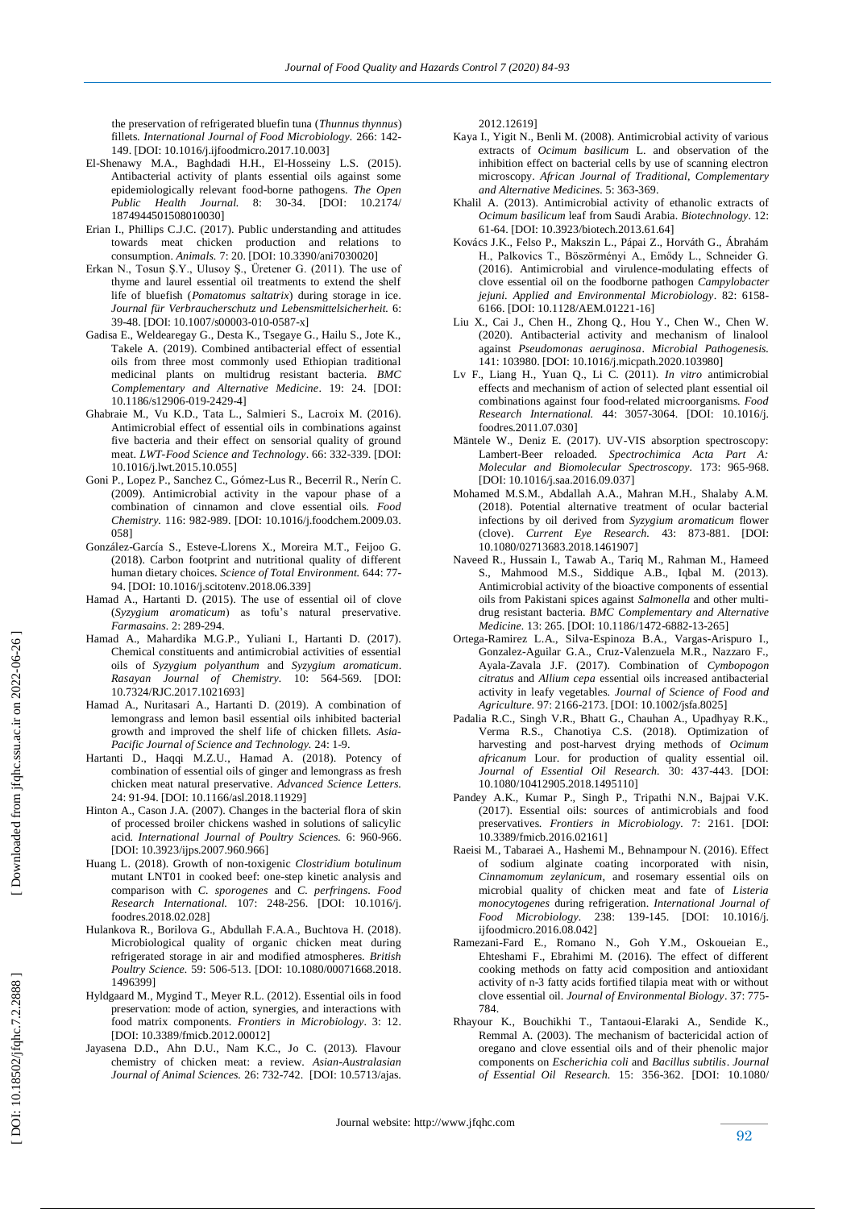the preservation of refrigerated bluefin tuna (*Thunnus thynnus*) fillets. *International Journal of Food Microbiology*. 266: 142-149. [DOI: 10.1016/j.ijfoodmicro.2017.10.003]

El-Shenawy M.A., Baghdadi H.H., El-Hosseiny L.S. (2015). Antibacterial activity of plants essential oils against some epidemiologically relevant food-borne pathogens. *The Open Public Health Journal*. 8: 30-34. [DOI: 10.2174/1874944501508010030]

Erian I., Phillips C.J.C. (2017). Public understanding and attitudes towards meat chicken production and relations to consumption. *Animals*. 7: 20. [DOI: 10.3390/ani7030020]

Erkan N., Tosun Ş.Y., Ulusoy Ş., Üretener G. (2011). The use of thyme and laurel essential oil treatments to extend the shelf life of bluefish (*Pomatomus saltatrix*) during storage in ice. *Journal für Verbraucherschutz und Lebensmittelsicherheit*. 6: 39-48. [DOI: 10.1007/s00003-010-0587-x]

Gadisa E., Weldearegay G., Desta K., Tsegaye G., Hailu S., Jote K., Takele A. (2019). Combined antibacterial effect of essential oils from three most commonly used Ethiopian traditional medicinal plants on multidrug resistant bacteria. *BMC Complementary and Alternative Medicine*. 19: 24. [DOI: 10.1186/s12906-019-2429-4]

Ghabraie M., Vu K.D., Tata L., Salmieri S., Lacroix M. (2016). Antimicrobial effect of essential oils in combinations against five bacteria and their effect on sensorial quality of ground meat. *LWT-Food Science and Technology*. 66: 332-339. [DOI: 10.1016/j.lwt.2015.10.055]

Goni P., Lopez P., Sanchez C., Gómez-Lus R., Becerril R., Nerín C. (2009). Antimicrobial activity in the vapour phase of a combination of cinnamon and clove essential oils. *Food Chemistry*. 116: 982-989. [DOI: 10.1016/j.foodchem.2009.03.058]

González-García S., Esteve-Llorens X., Moreira M.T., Feijoo G. (2018). Carbon footprint and nutritional quality of different human dietary choices. *Science of Total Environment*. 644: 77-94. [DOI: 10.1016/j.scitotenv.2018.06.339]

Hamad A., Hartanti D. (2015). The use of essential oil of clove (*Syzygium aromaticum*) as tofu's natural preservative. *Farmasains*. 2: 289-294.

Hamad A., Mahardika M.G.P., Yuliani I., Hartanti D. (2017). Chemical constituents and antimicrobial activities of essential oils of *Syzygium polyanthum* and *Syzygium aromaticum*. *Rasayan Journal of Chemistry*. 10: 564-569. [DOI: 10.7324/RJC.2017.1021693]

Hamad A., Nuritasari A., Hartanti D. (2019). A combination of lemongrass and lemon basil essential oils inhibited bacterial growth and improved the shelf life of chicken fillets. *Asia-Pacific Journal of Science and Technology*. 24: 1-9.

Hartanti D., Haqqi M.Z.U., Hamad A. (2018). Potency of combination of essential oils of ginger and lemongrass as fresh chicken meat natural preservative. *Advanced Science Letters*. 24: 91-94. [DOI: 10.1166/asl.2018.11929]

Hinton A., Cason J.A. (2007). Changes in the bacterial flora of skin of processed broiler chickens washed in solutions of salicylic acid. *International Journal of Poultry Sciences*. 6: 960-966. [DOI: 10.3923/ijps.2007.960.966]

Huang L. (2018). Growth of non-toxigenic *Clostridium botulinum* mutant LNT01 in cooked beef: one-step kinetic analysis and comparison with *C. sporogenes* and *C. perfringens*. *Food Research International*. 107: 248-256. [DOI: 10.1016/j.foodres.2018.02.028]

Hulankova R., Borilova G., Abdullah F.A.A., Buchtova H. (2018). Microbiological quality of organic chicken meat during refrigerated storage in air and modified atmospheres. *British Poultry Science*. 59: 506-513. [DOI: 10.1080/00071668.2018.1496399]

Hyldgaard M., Mygind T., Meyer R.L. (2012). Essential oils in food preservation: mode of action, synergies, and interactions with food matrix components. *Frontiers in Microbiology*. 3: 12. [DOI: 10.3389/fmicb.2012.00012]

Jayasena D.D., Ahn D.U., Nam K.C., Jo C. (2013). Flavour chemistry of chicken meat: a review. *Asian-Australasian Journal of Animal Sciences*. 26: 732-742. [DOI: 10.5713/ajas.2012.12619]

Kaya I., Yigit N., Benli M. (2008). Antimicrobial activity of various extracts of *Ocimum basilicum* L. and observation of the inhibition effect on bacterial cells by use of scanning electron microscopy. *African Journal of Traditional, Complementary and Alternative Medicines*. 5: 363-369.

Khalil A. (2013). Antimicrobial activity of ethanolic extracts of *Ocimum basilicum* leaf from Saudi Arabia. *Biotechnology*. 12: 61-64. [DOI: 10.3923/biotech.2013.61.64]

Kovács J.K., Felso P., Makszin L., Pápai Z., Horváth G., Ábrahám H., Palkovics T., Böszörményi A., Emődy L., Schneider G. (2016). Antimicrobial and virulence-modulating effects of clove essential oil on the foodborne pathogen *Campylobacter jejuni*. *Applied and Environmental Microbiology*. 82: 6158-6166. [DOI: 10.1128/AEM.01221-16]

Liu X., Cai J., Chen H., Zhong Q., Hou Y., Chen W., Chen W. (2020). Antibacterial activity and mechanism of linalool against *Pseudomonas aeruginosa*. *Microbial Pathogenesis*. 141: 103980. [DOI: 10.1016/j.micpath.2020.103980]

Lv F., Liang H., Yuan Q., Li C. (2011). *In vitro* antimicrobial effects and mechanism of action of selected plant essential oil combinations against four food-related microorganisms. *Food Research International*. 44: 3057-3064. [DOI: 10.1016/j.foodres.2011.07.030]

Mäntele W., Deniz E. (2017). UV-VIS absorption spectroscopy: Lambert-Beer reloaded. *Spectrochimica Acta Part A: Molecular and Biomolecular Spectroscopy*. 173: 965-968. [DOI: 10.1016/j.saa.2016.09.037]

Mohamed M.S.M., Abdallah A.A., Mahran M.H., Shalaby A.M. (2018). Potential alternative treatment of ocular bacterial infections by oil derived from *Syzygium aromaticum* flower (clove). *Current Eye Research*. 43: 873-881. [DOI: 10.1080/02713683.2018.1461907]

Naveed R., Hussain I., Tawab A., Tariq M., Rahman M., Hameed S., Mahmood M.S., Siddique A.B., Iqbal M. (2013). Antimicrobial activity of the bioactive components of essential oils from Pakistani spices against *Salmonella* and other multi-drug resistant bacteria. *BMC Complementary and Alternative Medicine*. 13: 265. [DOI: 10.1186/1472-6882-13-265]

Ortega-Ramirez L.A., Silva-Espinoza B.A., Vargas-Arispuro I., Gonzalez-Aguilar G.A., Cruz-Valenzuela M.R., Nazzaro F., Ayala-Zavala J.F. (2017). Combination of *Cymbopogon citratus* and *Allium cepa* essential oils increased antibacterial activity in leafy vegetables. *Journal of Science of Food and Agriculture*. 97: 2166-2173. [DOI: 10.1002/jsfa.8025]

Padalia R.C., Singh V.R., Bhatt G., Chauhan A., Upadhyay R.K., Verma R.S., Chanotiya C.S. (2018). Optimization of harvesting and post-harvest drying methods of *Ocimum africanum* Lour. for production of quality essential oil. *Journal of Essential Oil Research*. 30: 437-443. [DOI: 10.1080/10412905.2018.1495110]

Pandey A.K., Kumar P., Singh P., Tripathi N.N., Bajpai V.K. (2017). Essential oils: sources of antimicrobials and food preservatives. *Frontiers in Microbiology*. 7: 2161. [DOI: 10.3389/fmicb.2016.02161]

Raeisi M., Tabaraei A., Hashemi M., Behnampour N. (2016). Effect of sodium alginate coating incorporated with nisin, *Cinnamomum zeylanicum*, and rosemary essential oils on microbial quality of chicken meat and fate of *Listeria monocytogenes* during refrigeration. *International Journal of Food Microbiology*. 238: 139-145. [DOI: 10.1016/j.ijfoodmicro.2016.08.042]

Ramezani-Fard E., Romano N., Goh Y.M., Oskoueian E., Ehteshami F., Ebrahimi M. (2016). The effect of different cooking methods on fatty acid composition and antioxidant activity of n-3 fatty acids fortified tilapia meat with or without clove essential oil. *Journal of Environmental Biology*. 37: 775-784.

Rhayour K., Bouchikhi T., Tantaoui-Elaraki A., Sendide K., Remmal A. (2003). The mechanism of bactericidal action of oregano and clove essential oils and of their phenolic major components on *Escherichia coli* and *Bacillus subtilis*. *Journal of Essential Oil Research*. 15: 356-362. [DOI: 10.1080/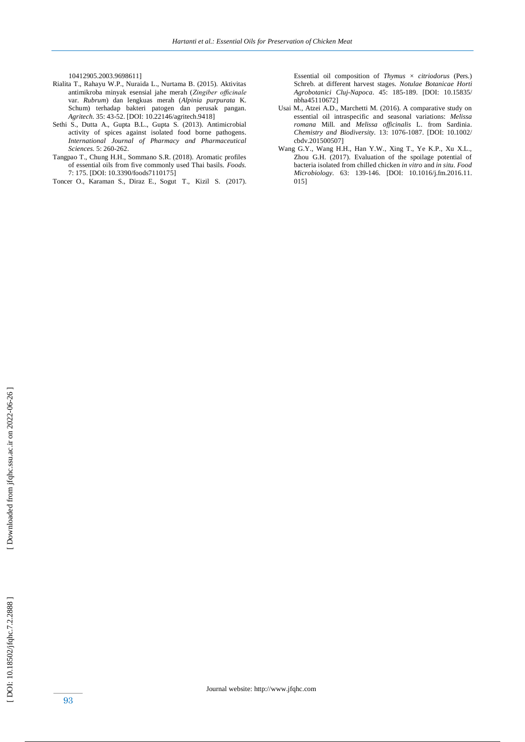10412905.2003.9698611]

Rialita T., Rahayu W.P., Nuraida L., Nurtama B. (2015). Aktivitas antimikroba minyak esensial jahe merah (*Zingiber officinale* var. *Rubrum*) dan lengkuas merah (*Alpinia purpurata* K. Schum) terhadap bakteri patogen dan perusak pangan. *Agritech*. 35: 43-52. [DOI: 10.22146/agritech.9418]

Sethi S., Dutta A., Gupta B.L., Gupta S. (2013). Antimicrobial activity of spices against isolated food borne pathogens. *International Journal of Pharmacy and Pharmaceutical Sciences*. 5: 260-262.

Tangpao T., Chung H.H., Sommano S.R. (2018). Aromatic profiles of essential oils from five commonly used Thai basils. *Foods*. 7: 175. [DOI: 10.3390/foods7110175]

Toncer O., Karaman S., Diraz E., Sogut T., Kizil S. (2017). Essential oil composition of *Thymus × citriodorus* (Pers.) Schreb. at different harvest stages. *Notulae Botanicae Horti Agrobotanici Cluj-Napoca*. 45: 185-189. [DOI: 10.15835/nbha45110672]

Usai M., Atzei A.D., Marchetti M. (2016). A comparative study on essential oil intraspecific and seasonal variations: *Melissa romana* Mill. and *Melissa officinalis* L. from Sardinia. *Chemistry and Biodiversity*. 13: 1076-1087. [DOI: 10.1002/cbdv.201500507]

Wang G.Y., Wang H.H., Han Y.W., Xing T., Ye K.P., Xu X.L., Zhou G.H. (2017). Evaluation of the spoilage potential of bacteria isolated from chilled chicken *in vitro* and *in situ*. *Food Microbiology*. 63: 139-146. [DOI: 10.1016/j.fm.2016.11.015]